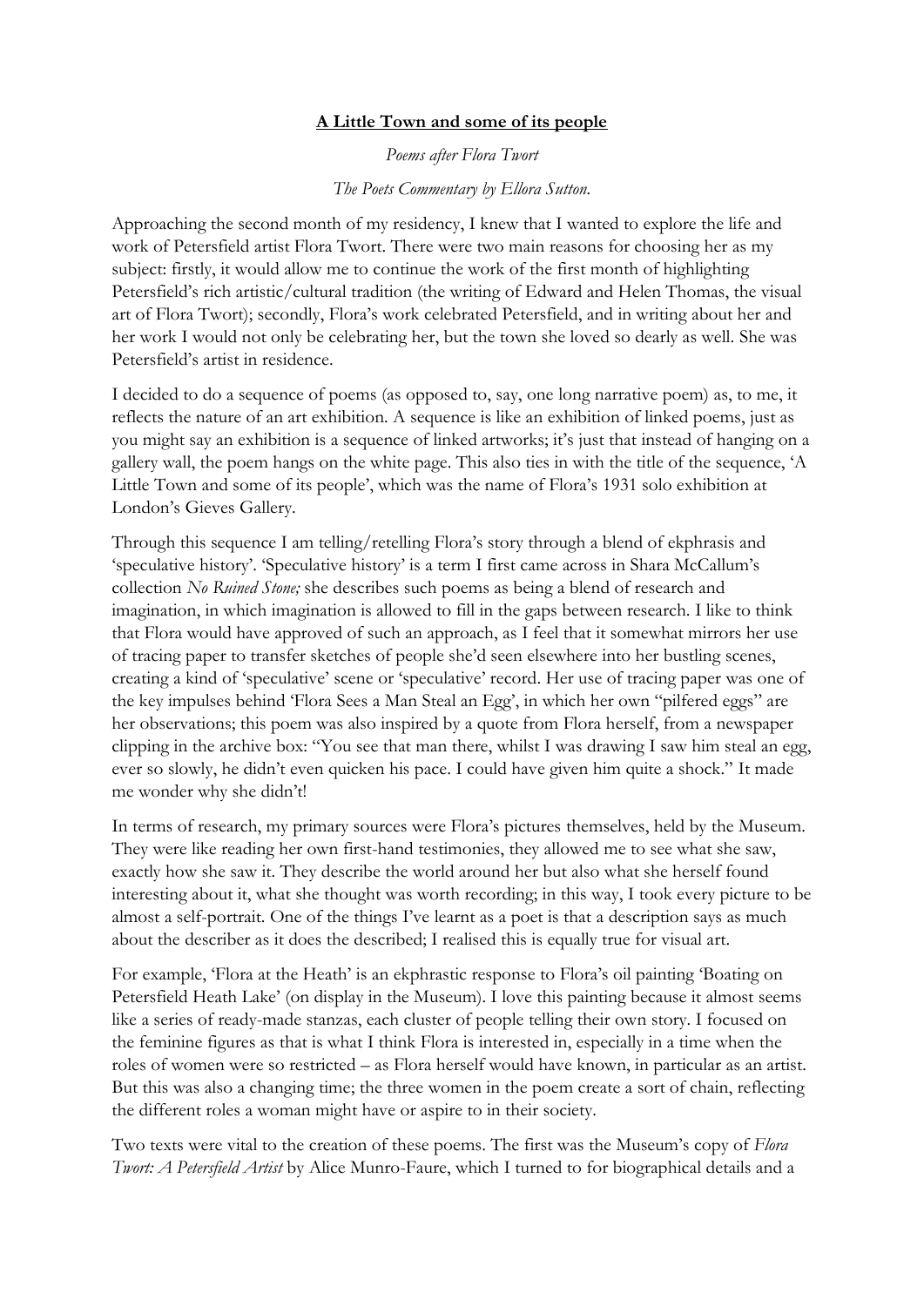**A Little Town and some of its people**

*Poems after Flora Twort*

*The Poets Commentary by Ellora Sutton.*

Approaching the second month of my residency, I knew that I wanted to explore the life and work of Petersfield artist Flora Twort. There were two main reasons for choosing her as my subject: firstly, it would allow me to continue the work of the first month of highlighting Petersfield's rich artistic/cultural tradition (the writing of Edward and Helen Thomas, the visual art of Flora Twort); secondly, Flora's work celebrated Petersfield, and in writing about her and her work I would not only be celebrating her, but the town she loved so dearly as well. She was Petersfield's artist in residence.

I decided to do a sequence of poems (as opposed to, say, one long narrative poem) as, to me, it reflects the nature of an art exhibition. A sequence is like an exhibition of linked poems, just as you might say an exhibition is a sequence of linked artworks; it's just that instead of hanging on a gallery wall, the poem hangs on the white page. This also ties in with the title of the sequence, 'A Little Town and some of its people', which was the name of Flora's 1931 solo exhibition at London's Gieves Gallery.

Through this sequence I am telling/retelling Flora's story through a blend of ekphrasis and 'speculative history'. 'Speculative history' is a term I first came across in Shara McCallum's collection *No Ruined Stone;* she describes such poems as being a blend of research and imagination, in which imagination is allowed to fill in the gaps between research. I like to think that Flora would have approved of such an approach, as I feel that it somewhat mirrors her use of tracing paper to transfer sketches of people she'd seen elsewhere into her bustling scenes, creating a kind of 'speculative' scene or 'speculative' record. Her use of tracing paper was one of the key impulses behind 'Flora Sees a Man Steal an Egg', in which her own "pilfered eggs" are her observations; this poem was also inspired by a quote from Flora herself, from a newspaper clipping in the archive box: "You see that man there, whilst I was drawing I saw him steal an egg, ever so slowly, he didn't even quicken his pace. I could have given him quite a shock." It made me wonder why she didn't!

In terms of research, my primary sources were Flora's pictures themselves, held by the Museum. They were like reading her own first-hand testimonies, they allowed me to see what she saw, exactly how she saw it. They describe the world around her but also what she herself found interesting about it, what she thought was worth recording; in this way, I took every picture to be almost a self-portrait. One of the things I've learnt as a poet is that a description says as much about the describer as it does the described; I realised this is equally true for visual art.

For example, 'Flora at the Heath' is an ekphrastic response to Flora's oil painting 'Boating on Petersfield Heath Lake' (on display in the Museum). I love this painting because it almost seems like a series of ready-made stanzas, each cluster of people telling their own story. I focused on the feminine figures as that is what I think Flora is interested in, especially in a time when the roles of women were so restricted – as Flora herself would have known, in particular as an artist. But this was also a changing time; the three women in the poem create a sort of chain, reflecting the different roles a woman might have or aspire to in their society.

Two texts were vital to the creation of these poems. The first was the Museum's copy of *Flora Twort: A Petersfield Artist* by Alice Munro-Faure, which I turned to for biographical details and a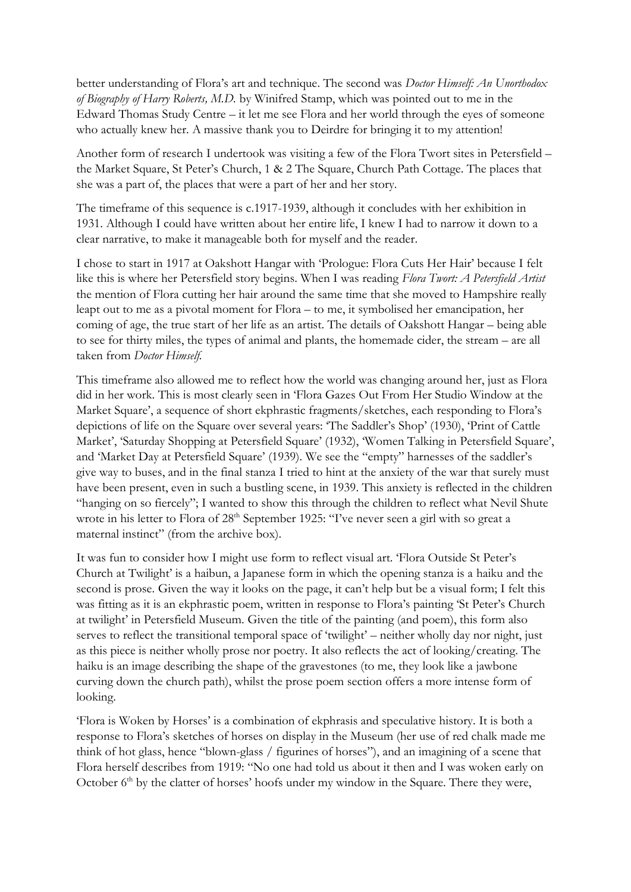better understanding of Flora's art and technique. The second was *Doctor Himself: An Unorthodox of Biography of Harry Roberts, M.D.* by Winifred Stamp, which was pointed out to me in the Edward Thomas Study Centre – it let me see Flora and her world through the eyes of someone who actually knew her. A massive thank you to Deirdre for bringing it to my attention!

Another form of research I undertook was visiting a few of the Flora Twort sites in Petersfield – the Market Square, St Peter's Church, 1 & 2 The Square, Church Path Cottage. The places that she was a part of, the places that were a part of her and her story.

The timeframe of this sequence is c.1917-1939, although it concludes with her exhibition in 1931. Although I could have written about her entire life, I knew I had to narrow it down to a clear narrative, to make it manageable both for myself and the reader.

I chose to start in 1917 at Oakshott Hangar with 'Prologue: Flora Cuts Her Hair' because I felt like this is where her Petersfield story begins. When I was reading *Flora Twort: A Petersfield Artist* the mention of Flora cutting her hair around the same time that she moved to Hampshire really leapt out to me as a pivotal moment for Flora – to me, it symbolised her emancipation, her coming of age, the true start of her life as an artist. The details of Oakshott Hangar – being able to see for thirty miles, the types of animal and plants, the homemade cider, the stream – are all taken from *Doctor Himself.*

This timeframe also allowed me to reflect how the world was changing around her, just as Flora did in her work. This is most clearly seen in 'Flora Gazes Out From Her Studio Window at the Market Square', a sequence of short ekphrastic fragments/sketches, each responding to Flora's depictions of life on the Square over several years: 'The Saddler's Shop' (1930), 'Print of Cattle Market', 'Saturday Shopping at Petersfield Square' (1932), 'Women Talking in Petersfield Square', and 'Market Day at Petersfield Square' (1939). We see the "empty" harnesses of the saddler's give way to buses, and in the final stanza I tried to hint at the anxiety of the war that surely must have been present, even in such a bustling scene, in 1939. This anxiety is reflected in the children "hanging on so fiercely"; I wanted to show this through the children to reflect what Nevil Shute wrote in his letter to Flora of 28th September 1925: "I've never seen a girl with so great a maternal instinct" (from the archive box).

It was fun to consider how I might use form to reflect visual art. 'Flora Outside St Peter's Church at Twilight' is a haibun, a Japanese form in which the opening stanza is a haiku and the second is prose. Given the way it looks on the page, it can't help but be a visual form; I felt this was fitting as it is an ekphrastic poem, written in response to Flora's painting 'St Peter's Church at twilight' in Petersfield Museum. Given the title of the painting (and poem), this form also serves to reflect the transitional temporal space of 'twilight' – neither wholly day nor night, just as this piece is neither wholly prose nor poetry. It also reflects the act of looking/creating. The haiku is an image describing the shape of the gravestones (to me, they look like a jawbone curving down the church path), whilst the prose poem section offers a more intense form of looking.

'Flora is Woken by Horses' is a combination of ekphrasis and speculative history. It is both a response to Flora's sketches of horses on display in the Museum (her use of red chalk made me think of hot glass, hence "blown-glass / figurines of horses"), and an imagining of a scene that Flora herself describes from 1919: "No one had told us about it then and I was woken early on October 6th by the clatter of horses' hoofs under my window in the Square. There they were,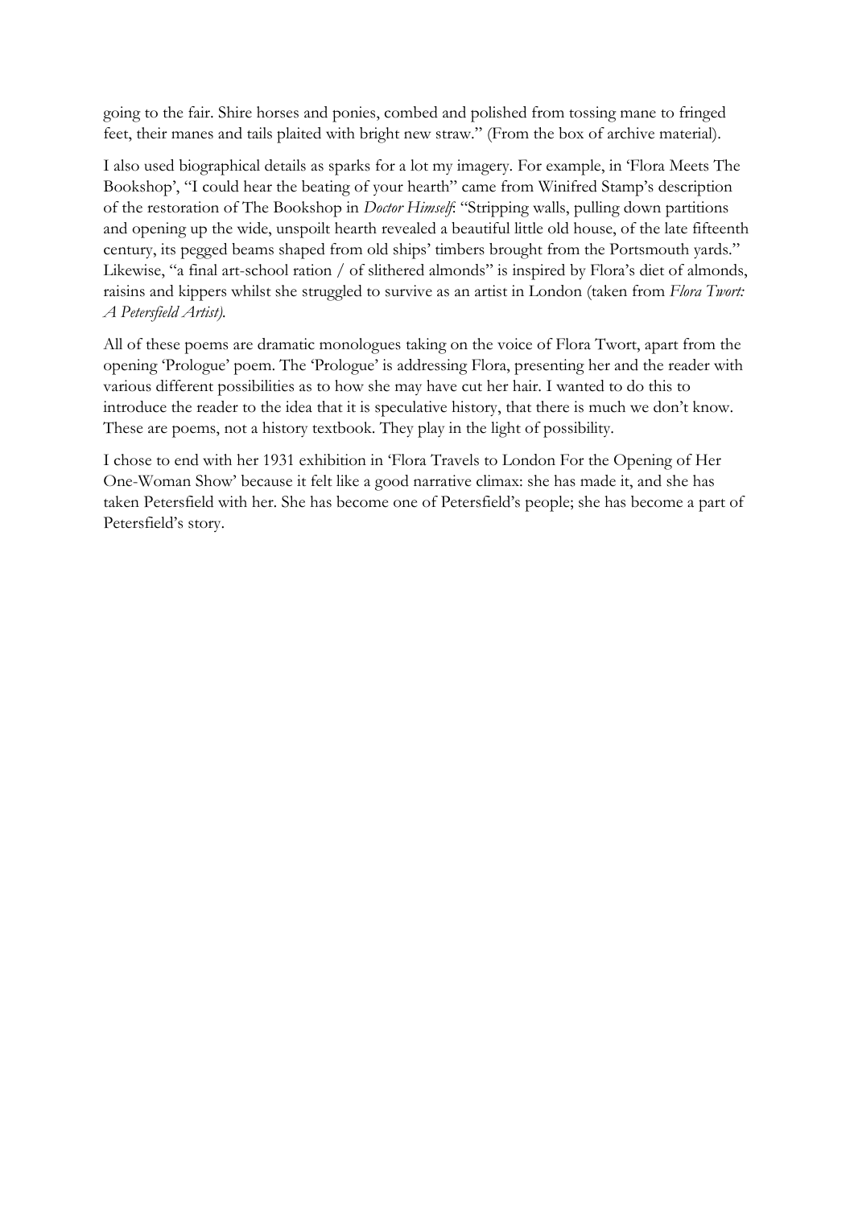going to the fair. Shire horses and ponies, combed and polished from tossing mane to fringed feet, their manes and tails plaited with bright new straw." (From the box of archive material).

I also used biographical details as sparks for a lot my imagery. For example, in 'Flora Meets The Bookshop', "I could hear the beating of your hearth" came from Winifred Stamp's description of the restoration of The Bookshop in *Doctor Himself*: "Stripping walls, pulling down partitions and opening up the wide, unspoilt hearth revealed a beautiful little old house, of the late fifteenth century, its pegged beams shaped from old ships' timbers brought from the Portsmouth yards." Likewise, "a final art-school ration / of slithered almonds" is inspired by Flora's diet of almonds, raisins and kippers whilst she struggled to survive as an artist in London (taken from *Flora Twort: A Petersfield Artist*).

All of these poems are dramatic monologues taking on the voice of Flora Twort, apart from the opening 'Prologue' poem. The 'Prologue' is addressing Flora, presenting her and the reader with various different possibilities as to how she may have cut her hair. I wanted to do this to introduce the reader to the idea that it is speculative history, that there is much we don't know. These are poems, not a history textbook. They play in the light of possibility.

I chose to end with her 1931 exhibition in 'Flora Travels to London For the Opening of Her One-Woman Show' because it felt like a good narrative climax: she has made it, and she has taken Petersfield with her. She has become one of Petersfield's people; she has become a part of Petersfield's story.